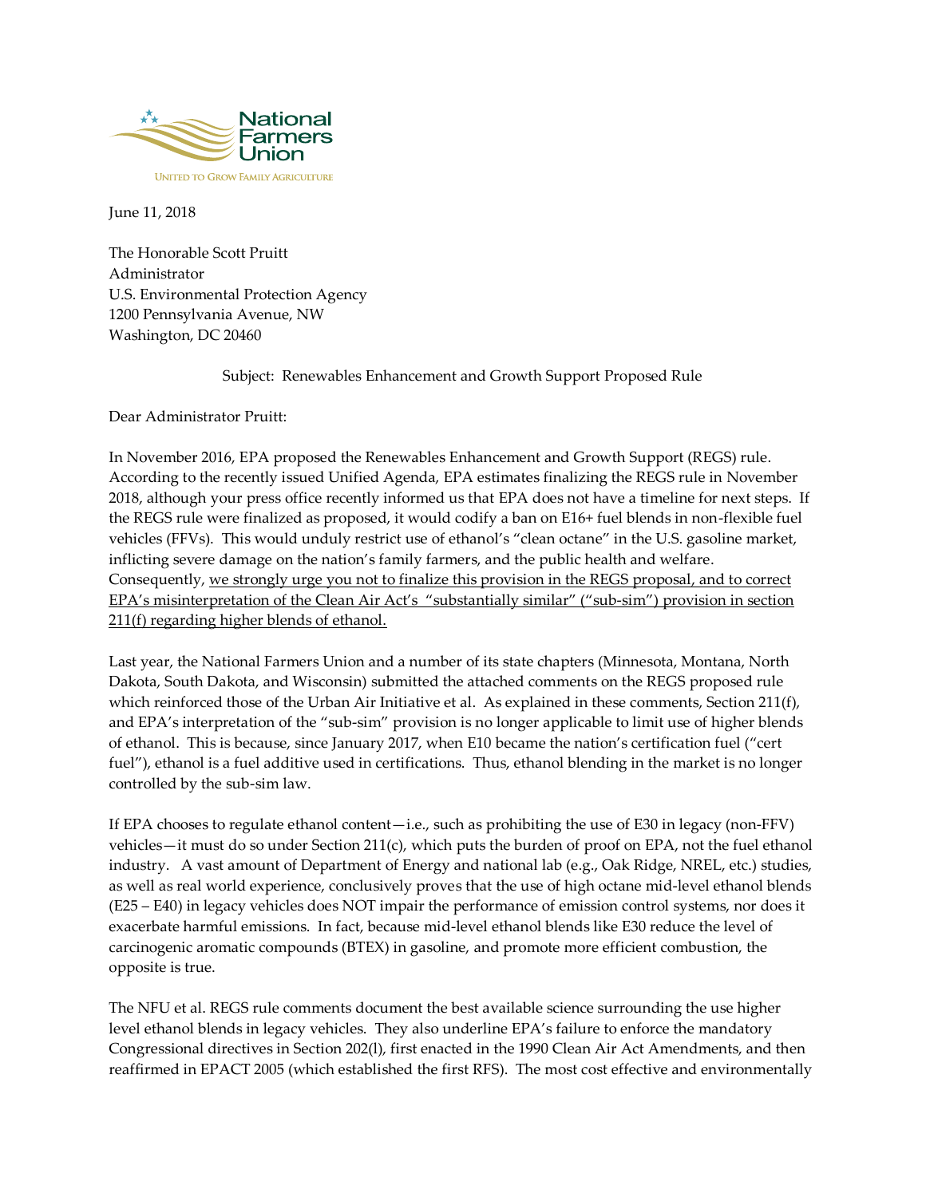National Farmers Union

UNITED TO GROW FAMILY AGRICULTURE

June 11, 2018

The Honorable Scott Pruitt
Administrator
U.S. Environmental Protection Agency
1200 Pennsylvania Avenue, NW
Washington, DC 20460

Subject: Renewables Enhancement and Growth Support Proposed Rule

Dear Administrator Pruitt:

In November 2016, EPA proposed the Renewables Enhancement and Growth Support (REGS) rule. According to the recently issued Unified Agenda, EPA estimates finalizing the REGS rule in November 2018, although your press office recently informed us that EPA does not have a timeline for next steps. If the REGS rule were finalized as proposed, it would codify a ban on E16+ fuel blends in non-flexible fuel vehicles (FFVs). This would unduly restrict use of ethanol's "clean octane" in the U.S. gasoline market, inflicting severe damage on the nation's family farmers, and the public health and welfare. Consequently, <u>we strongly urge you not to finalize this provision in the REGS proposal, and to correct EPA's misinterpretation of the Clean Air Act's "substantially similar" ("sub-sim") provision in section 211(f) regarding higher blends of ethanol.</u>

Last year, the National Farmers Union and a number of its state chapters (Minnesota, Montana, North Dakota, South Dakota, and Wisconsin) submitted the attached comments on the REGS proposed rule which reinforced those of the Urban Air Initiative et al. As explained in these comments, Section 211(f), and EPA's interpretation of the "sub-sim" provision is no longer applicable to limit use of higher blends of ethanol. This is because, since January 2017, when E10 became the nation's certification fuel ("cert fuel"), ethanol is a fuel additive used in certifications. Thus, ethanol blending in the market is no longer controlled by the sub-sim law.

If EPA chooses to regulate ethanol content—i.e., such as prohibiting the use of E30 in legacy (non-FFV) vehicles—it must do so under Section 211(c), which puts the burden of proof on EPA, not the fuel ethanol industry. A vast amount of Department of Energy and national lab (e.g., Oak Ridge, NREL, etc.) studies, as well as real world experience, conclusively proves that the use of high octane mid-level ethanol blends (E25 – E40) in legacy vehicles does NOT impair the performance of emission control systems, nor does it exacerbate harmful emissions. In fact, because mid-level ethanol blends like E30 reduce the level of carcinogenic aromatic compounds (BTEX) in gasoline, and promote more efficient combustion, the opposite is true.

The NFU et al. REGS rule comments document the best available science surrounding the use higher level ethanol blends in legacy vehicles. They also underline EPA's failure to enforce the mandatory Congressional directives in Section 202(l), first enacted in the 1990 Clean Air Act Amendments, and then reaffirmed in EPACT 2005 (which established the first RFS). The most cost effective and environmentally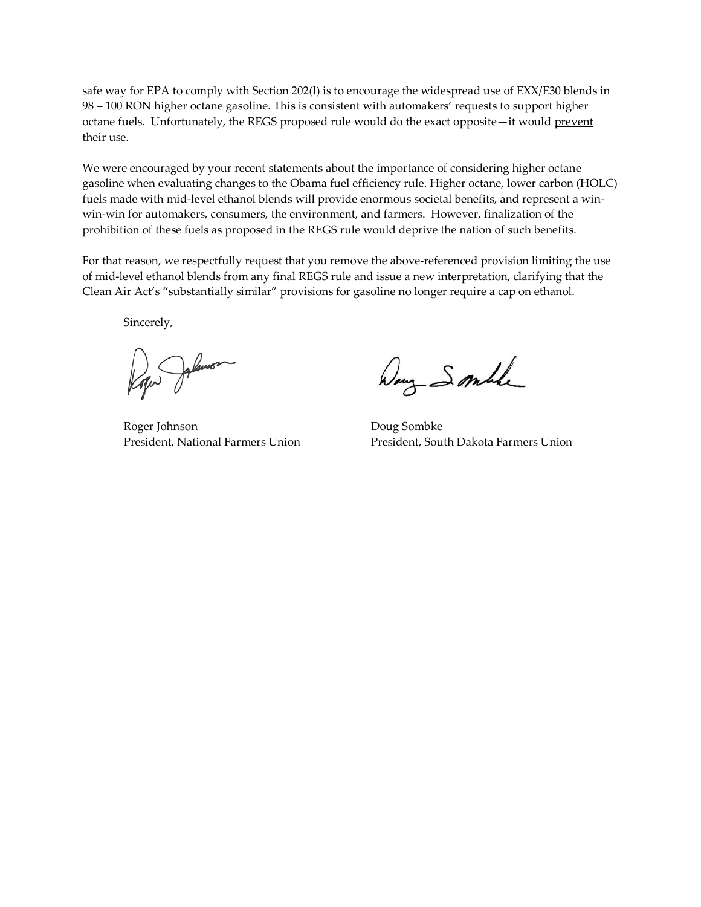safe way for EPA to comply with Section 202(l) is to encourage the widespread use of EXX/E30 blends in 98 – 100 RON higher octane gasoline. This is consistent with automakers' requests to support higher octane fuels. Unfortunately, the REGS proposed rule would do the exact opposite—it would prevent their use.

We were encouraged by your recent statements about the importance of considering higher octane gasoline when evaluating changes to the Obama fuel efficiency rule. Higher octane, lower carbon (HOLC) fuels made with mid-level ethanol blends will provide enormous societal benefits, and represent a win-win-win for automakers, consumers, the environment, and farmers. However, finalization of the prohibition of these fuels as proposed in the REGS rule would deprive the nation of such benefits.

For that reason, we respectfully request that you remove the above-referenced provision limiting the use of mid-level ethanol blends from any final REGS rule and issue a new interpretation, clarifying that the Clean Air Act's "substantially similar" provisions for gasoline no longer require a cap on ethanol.

Sincerely,

Roger Johnson
President, National Farmers Union

Doug Sombke
President, South Dakota Farmers Union